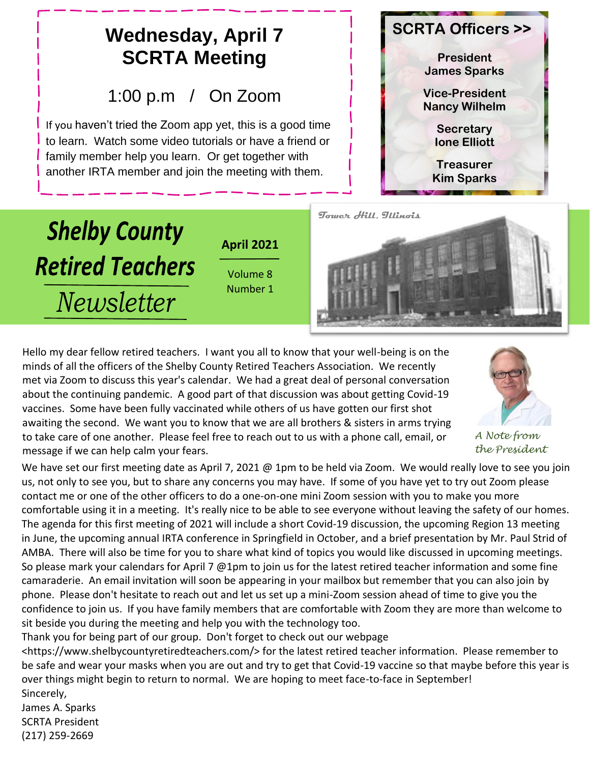## Wednesday, April 7
## SCRTA Meeting

1:00 p.m / On Zoom

If you haven't tried the Zoom app yet, this is a good time to learn. Watch some video tutorials or have a friend or family member help you learn. Or get together with another IRTA member and join the meeting with them.

**SCRTA Officers >>**

**President**
**James Sparks**

**Vice-President**
**Nancy Wilhelm**

**Secretary**
**Ione Elliott**

**Treasurer**
**Kim Sparks**

# Shelby County Retired Teachers Newsletter

**April 2021**

Volume 8
Number 1

*Tower Hill, Illinois*

*A Note from the President*

Hello my dear fellow retired teachers. I want you all to know that your well-being is on the minds of all the officers of the Shelby County Retired Teachers Association. We recently met via Zoom to discuss this year's calendar. We had a great deal of personal conversation about the continuing pandemic. A good part of that discussion was about getting Covid-19 vaccines. Some have been fully vaccinated while others of us have gotten our first shot awaiting the second. We want you to know that we are all brothers & sisters in arms trying to take care of one another. Please feel free to reach out to us with a phone call, email, or message if we can help calm your fears.

We have set our first meeting date as April 7, 2021 @ 1pm to be held via Zoom. We would really love to see you join us, not only to see you, but to share any concerns you may have. If some of you have yet to try out Zoom please contact me or one of the other officers to do a one-on-one mini Zoom session with you to make you more comfortable using it in a meeting. It's really nice to be able to see everyone without leaving the safety of our homes. The agenda for this first meeting of 2021 will include a short Covid-19 discussion, the upcoming Region 13 meeting in June, the upcoming annual IRTA conference in Springfield in October, and a brief presentation by Mr. Paul Strid of AMBA. There will also be time for you to share what kind of topics you would like discussed in upcoming meetings. So please mark your calendars for April 7 @1pm to join us for the latest retired teacher information and some fine camaraderie. An email invitation will soon be appearing in your mailbox but remember that you can also join by phone. Please don't hesitate to reach out and let us set up a mini-Zoom session ahead of time to give you the confidence to join us. If you have family members that are comfortable with Zoom they are more than welcome to sit beside you during the meeting and help you with the technology too.

Thank you for being part of our group. Don't forget to check out our webpage <https://www.shelbycountyretiredteachers.com/> for the latest retired teacher information. Please remember to be safe and wear your masks when you are out and try to get that Covid-19 vaccine so that maybe before this year is over things might begin to return to normal. We are hoping to meet face-to-face in September!

Sincerely,
James A. Sparks
SCRTA President
(217) 259-2669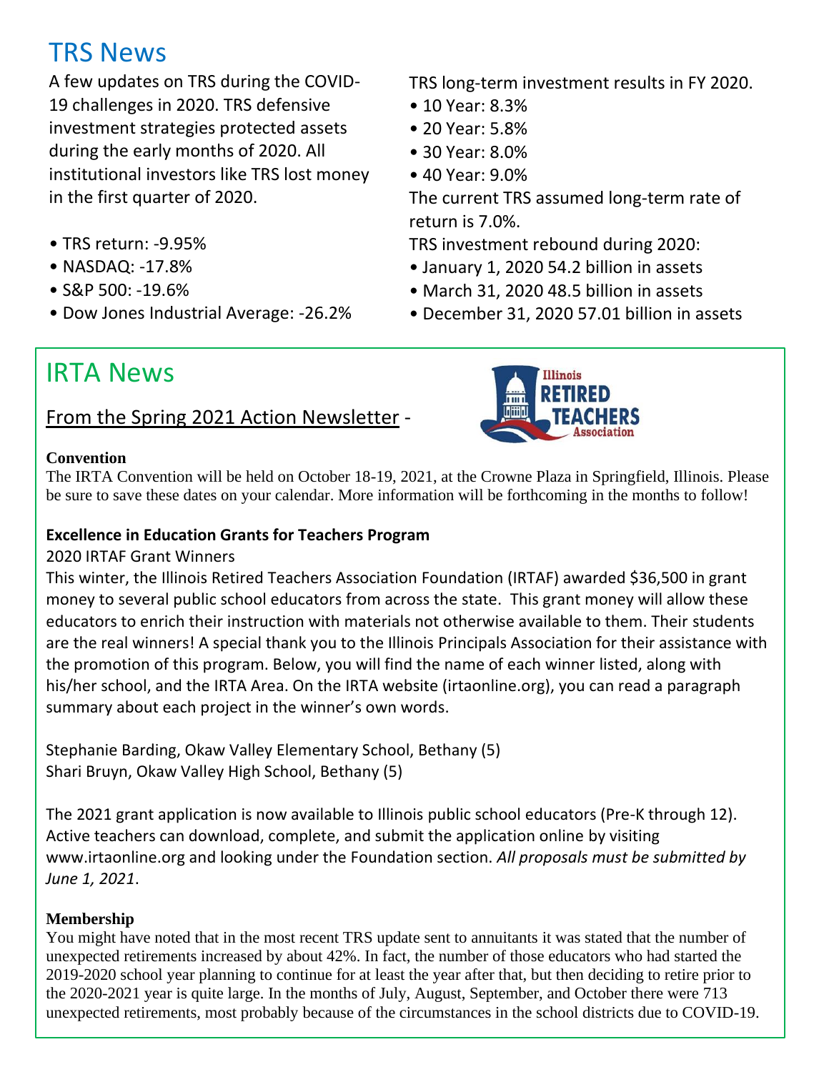# TRS News

A few updates on TRS during the COVID-19 challenges in 2020. TRS defensive investment strategies protected assets during the early months of 2020. All institutional investors like TRS lost money in the first quarter of 2020.

- TRS return: -9.95%
- NASDAQ: -17.8%
- S&P 500: -19.6%
- Dow Jones Industrial Average: -26.2%

TRS long-term investment results in FY 2020.

- 10 Year: 8.3%
- 20 Year: 5.8%
- 30 Year: 8.0%
- 40 Year: 9.0%

The current TRS assumed long-term rate of return is 7.0%.

TRS investment rebound during 2020:

- January 1, 2020 54.2 billion in assets
- March 31, 2020 48.5 billion in assets
- December 31, 2020 57.01 billion in assets

# IRTA News

Illinois RETIRED TEACHERS Association

From the Spring 2021 Action Newsletter -

**Convention**

The IRTA Convention will be held on October 18-19, 2021, at the Crowne Plaza in Springfield, Illinois. Please be sure to save these dates on your calendar. More information will be forthcoming in the months to follow!

**Excellence in Education Grants for Teachers Program**

2020 IRTAF Grant Winners

This winter, the Illinois Retired Teachers Association Foundation (IRTAF) awarded $36,500 in grant money to several public school educators from across the state. This grant money will allow these educators to enrich their instruction with materials not otherwise available to them. Their students are the real winners! A special thank you to the Illinois Principals Association for their assistance with the promotion of this program. Below, you will find the name of each winner listed, along with his/her school, and the IRTA Area. On the IRTA website (irtaonline.org), you can read a paragraph summary about each project in the winner's own words.

Stephanie Barding, Okaw Valley Elementary School, Bethany (5)
Shari Bruyn, Okaw Valley High School, Bethany (5)

The 2021 grant application is now available to Illinois public school educators (Pre-K through 12). Active teachers can download, complete, and submit the application online by visiting www.irtaonline.org and looking under the Foundation section. *All proposals must be submitted by June 1, 2021*.

**Membership**

You might have noted that in the most recent TRS update sent to annuitants it was stated that the number of unexpected retirements increased by about 42%. In fact, the number of those educators who had started the 2019-2020 school year planning to continue for at least the year after that, but then deciding to retire prior to the 2020-2021 year is quite large. In the months of July, August, September, and October there were 713 unexpected retirements, most probably because of the circumstances in the school districts due to COVID-19.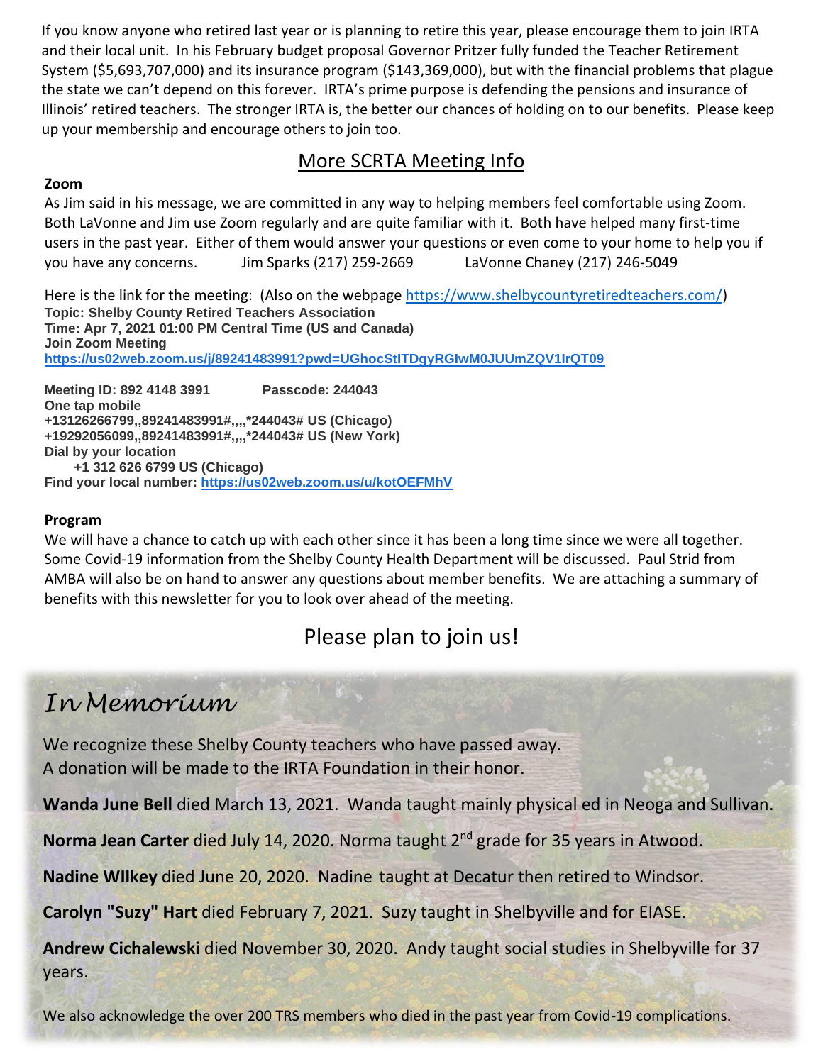If you know anyone who retired last year or is planning to retire this year, please encourage them to join IRTA and their local unit. In his February budget proposal Governor Pritzer fully funded the Teacher Retirement System ($5,693,707,000) and its insurance program ($143,369,000), but with the financial problems that plague the state we can't depend on this forever. IRTA's prime purpose is defending the pensions and insurance of Illinois' retired teachers. The stronger IRTA is, the better our chances of holding on to our benefits. Please keep up your membership and encourage others to join too.

## More SCRTA Meeting Info

**Zoom**

As Jim said in his message, we are committed in any way to helping members feel comfortable using Zoom. Both LaVonne and Jim use Zoom regularly and are quite familiar with it. Both have helped many first-time users in the past year. Either of them would answer your questions or even come to your home to help you if you have any concerns. Jim Sparks (217) 259-2669 LaVonne Chaney (217) 246-5049

Here is the link for the meeting: (Also on the webpage https://www.shelbycountyretiredteachers.com/)

**Topic: Shelby County Retired Teachers Association**
**Time: Apr 7, 2021 01:00 PM Central Time (US and Canada)**
**Join Zoom Meeting**
**https://us02web.zoom.us/j/89241483991?pwd=UGhocStITDgyRGIwM0JUUmZQV1IrQT09**

**Meeting ID: 892 4148 3991 Passcode: 244043**
**One tap mobile**
**+13126266799,,89241483991#,,,,*244043# US (Chicago)**
**+19292056099,,89241483991#,,,,*244043# US (New York)**
**Dial by your location**
**+1 312 626 6799 US (Chicago)**
**Find your local number: https://us02web.zoom.us/u/kotOEFMhV**

**Program**

We will have a chance to catch up with each other since it has been a long time since we were all together. Some Covid-19 information from the Shelby County Health Department will be discussed. Paul Strid from AMBA will also be on hand to answer any questions about member benefits. We are attaching a summary of benefits with this newsletter for you to look over ahead of the meeting.

### Please plan to join us!

## *In Memorium*

We recognize these Shelby County teachers who have passed away.
A donation will be made to the IRTA Foundation in their honor.

**Wanda June Bell** died March 13, 2021. Wanda taught mainly physical ed in Neoga and Sullivan.

**Norma Jean Carter** died July 14, 2020. Norma taught 2nd grade for 35 years in Atwood.

**Nadine WIlkey** died June 20, 2020. Nadine taught at Decatur then retired to Windsor.

**Carolyn "Suzy" Hart** died February 7, 2021. Suzy taught in Shelbyville and for EIASE.

**Andrew Cichalewski** died November 30, 2020. Andy taught social studies in Shelbyville for 37 years.

We also acknowledge the over 200 TRS members who died in the past year from Covid-19 complications.